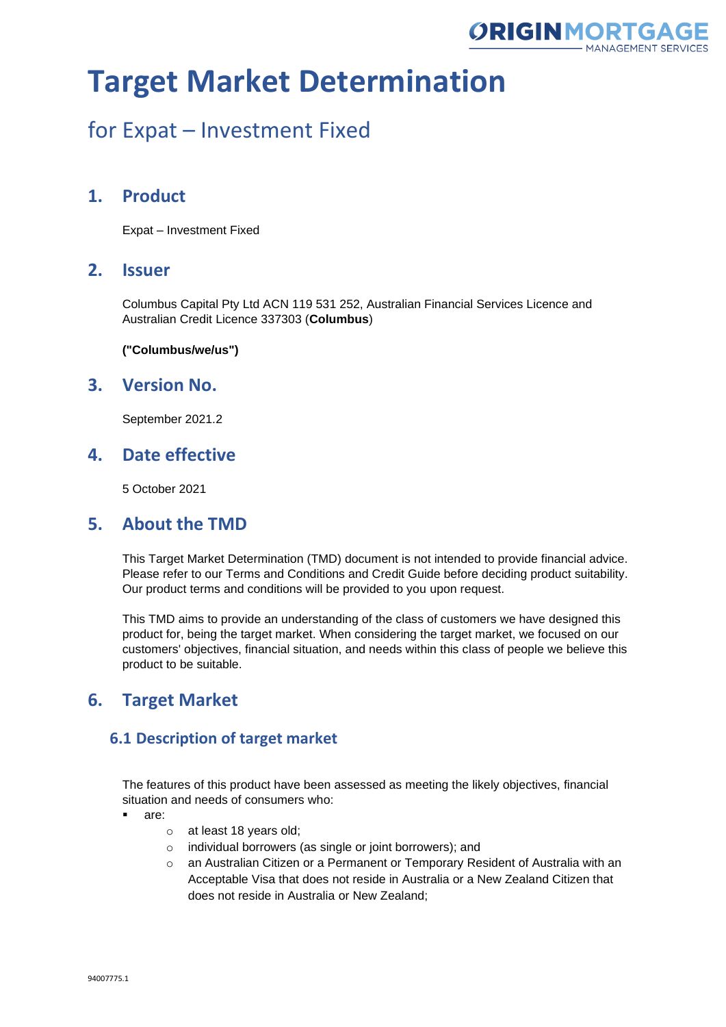# Target Market Determination

## for Expat – Investment Fixed

## 1. Product

Expat – Investment Fixed

## 2. Issuer

Columbus Capital Pty Ltd ACN 119 531 252, Australian Financial Services Licence and Australian Credit Licence 337303 (**Columbus**)

**("Columbus/we/us")**

## 3. Version No.

September 2021.2

## 4. Date effective

5 October 2021

## 5. About the TMD

This Target Market Determination (TMD) document is not intended to provide financial advice. Please refer to our Terms and Conditions and Credit Guide before deciding product suitability. Our product terms and conditions will be provided to you upon request.

This TMD aims to provide an understanding of the class of customers we have designed this product for, being the target market. When considering the target market, we focused on our customers' objectives, financial situation, and needs within this class of people we believe this product to be suitable.

## 6. Target Market

### 6.1 Description of target market

The features of this product have been assessed as meeting the likely objectives, financial situation and needs of consumers who:

- are:
  - at least 18 years old;
  - individual borrowers (as single or joint borrowers); and
  - an Australian Citizen or a Permanent or Temporary Resident of Australia with an Acceptable Visa that does not reside in Australia or a New Zealand Citizen that does not reside in Australia or New Zealand;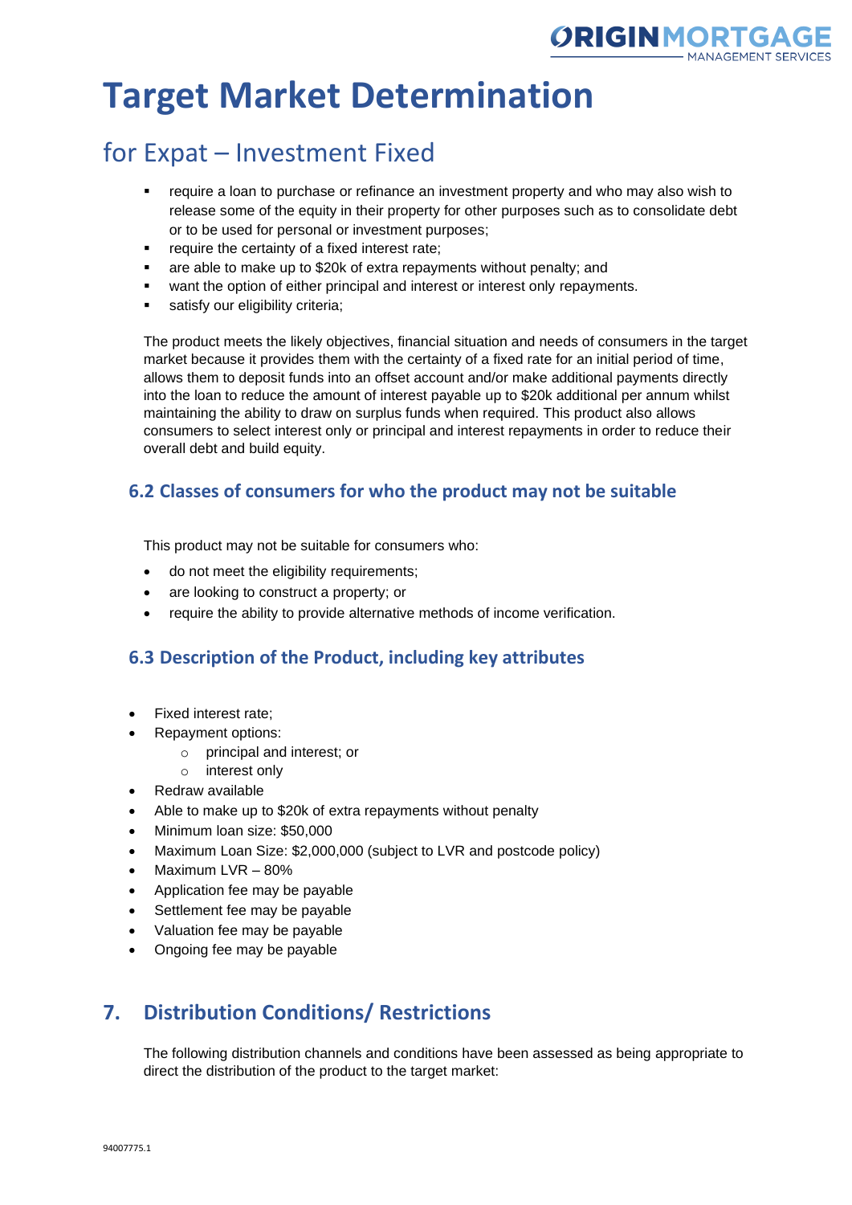# Target Market Determination

## for Expat – Investment Fixed

- require a loan to purchase or refinance an investment property and who may also wish to release some of the equity in their property for other purposes such as to consolidate debt or to be used for personal or investment purposes;
- require the certainty of a fixed interest rate;
- are able to make up to $20k of extra repayments without penalty; and
- want the option of either principal and interest or interest only repayments.
- satisfy our eligibility criteria;

The product meets the likely objectives, financial situation and needs of consumers in the target market because it provides them with the certainty of a fixed rate for an initial period of time, allows them to deposit funds into an offset account and/or make additional payments directly into the loan to reduce the amount of interest payable up to $20k additional per annum whilst maintaining the ability to draw on surplus funds when required. This product also allows consumers to select interest only or principal and interest repayments in order to reduce their overall debt and build equity.

### 6.2 Classes of consumers for who the product may not be suitable

This product may not be suitable for consumers who:

- do not meet the eligibility requirements;
- are looking to construct a property; or
- require the ability to provide alternative methods of income verification.

### 6.3 Description of the Product, including key attributes

- Fixed interest rate;
- Repayment options:
  - principal and interest; or
  - interest only
- Redraw available
- Able to make up to $20k of extra repayments without penalty
- Minimum loan size: $50,000
- Maximum Loan Size: $2,000,000 (subject to LVR and postcode policy)
- Maximum LVR – 80%
- Application fee may be payable
- Settlement fee may be payable
- Valuation fee may be payable
- Ongoing fee may be payable

## 7. Distribution Conditions/ Restrictions

The following distribution channels and conditions have been assessed as being appropriate to direct the distribution of the product to the target market: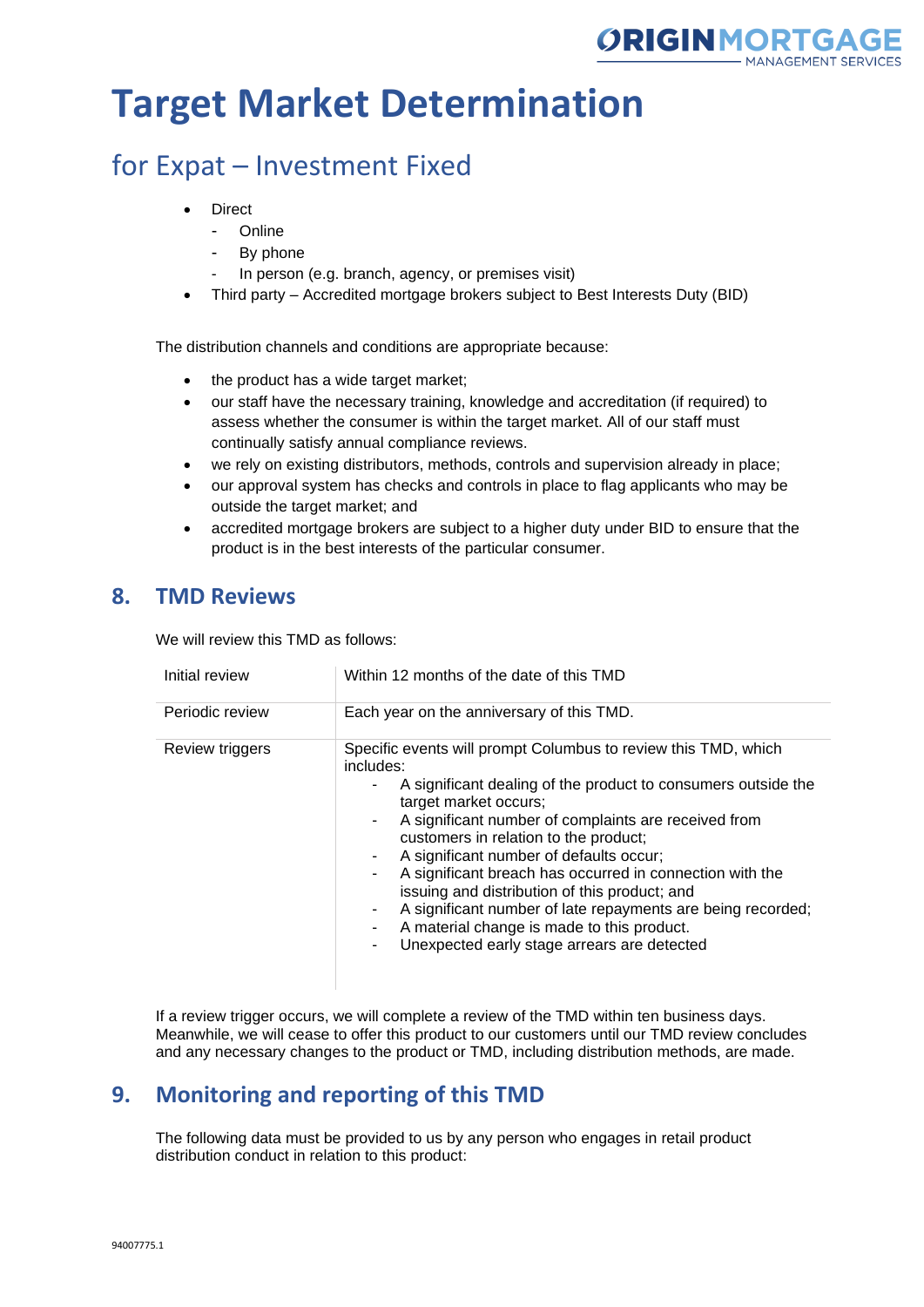# Target Market Determination

## for Expat – Investment Fixed

- Direct
  - Online
  - By phone
  - In person (e.g. branch, agency, or premises visit)
- Third party – Accredited mortgage brokers subject to Best Interests Duty (BID)

The distribution channels and conditions are appropriate because:

- the product has a wide target market;
- our staff have the necessary training, knowledge and accreditation (if required) to assess whether the consumer is within the target market. All of our staff must continually satisfy annual compliance reviews.
- we rely on existing distributors, methods, controls and supervision already in place;
- our approval system has checks and controls in place to flag applicants who may be outside the target market; and
- accredited mortgage brokers are subject to a higher duty under BID to ensure that the product is in the best interests of the particular consumer.

## 8. TMD Reviews

We will review this TMD as follows:

| | |
|---|---|
| Initial review | Within 12 months of the date of this TMD |
| Periodic review | Each year on the anniversary of this TMD. |
| Review triggers | Specific events will prompt Columbus to review this TMD, which includes:<br>- A significant dealing of the product to consumers outside the target market occurs;<br>- A significant number of complaints are received from customers in relation to the product;<br>- A significant number of defaults occur;<br>- A significant breach has occurred in connection with the issuing and distribution of this product; and<br>- A significant number of late repayments are being recorded;<br>- A material change is made to this product.<br>- Unexpected early stage arrears are detected |

If a review trigger occurs, we will complete a review of the TMD within ten business days. Meanwhile, we will cease to offer this product to our customers until our TMD review concludes and any necessary changes to the product or TMD, including distribution methods, are made.

## 9. Monitoring and reporting of this TMD

The following data must be provided to us by any person who engages in retail product distribution conduct in relation to this product: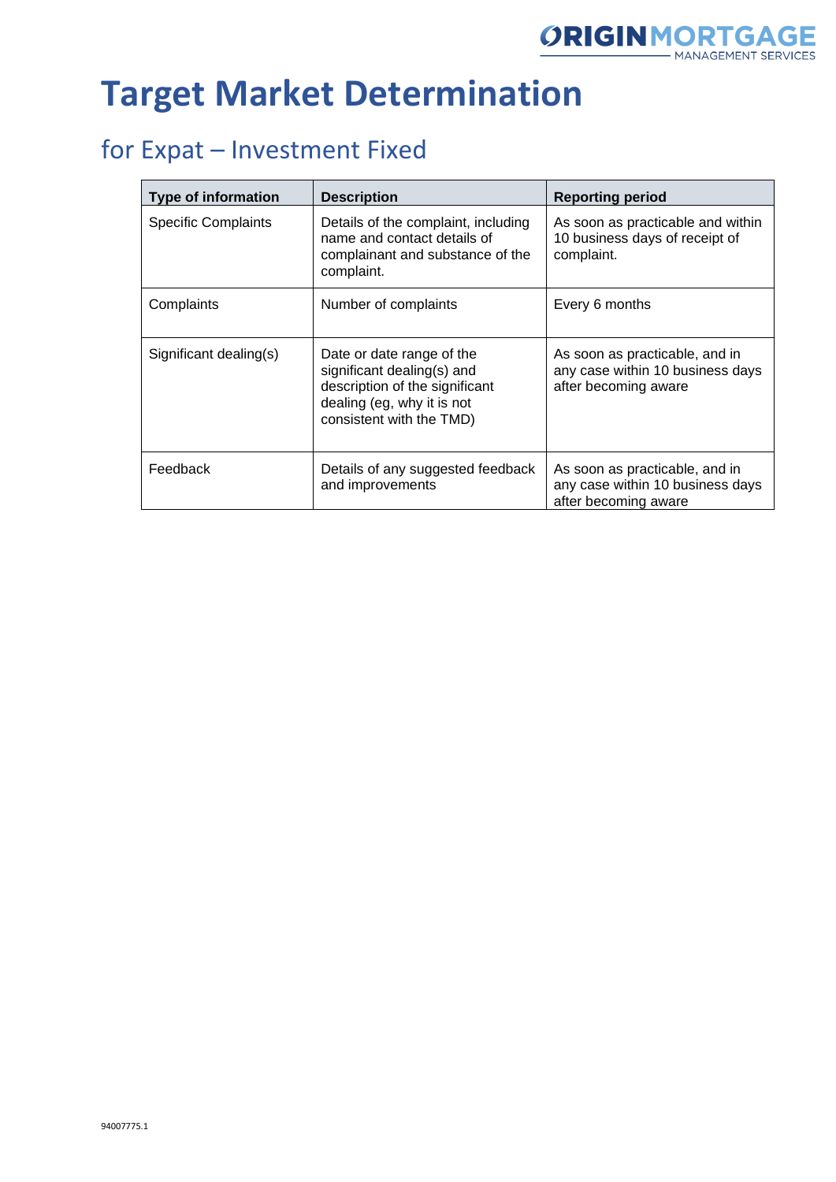# Target Market Determination

## for Expat – Investment Fixed

| Type of information | Description | Reporting period |
|---|---|---|
| Specific Complaints | Details of the complaint, including name and contact details of complainant and substance of the complaint. | As soon as practicable and within 10 business days of receipt of complaint. |
| Complaints | Number of complaints | Every 6 months |
| Significant dealing(s) | Date or date range of the significant dealing(s) and description of the significant dealing (eg, why it is not consistent with the TMD) | As soon as practicable, and in any case within 10 business days after becoming aware |
| Feedback | Details of any suggested feedback and improvements | As soon as practicable, and in any case within 10 business days after becoming aware |

94007775.1